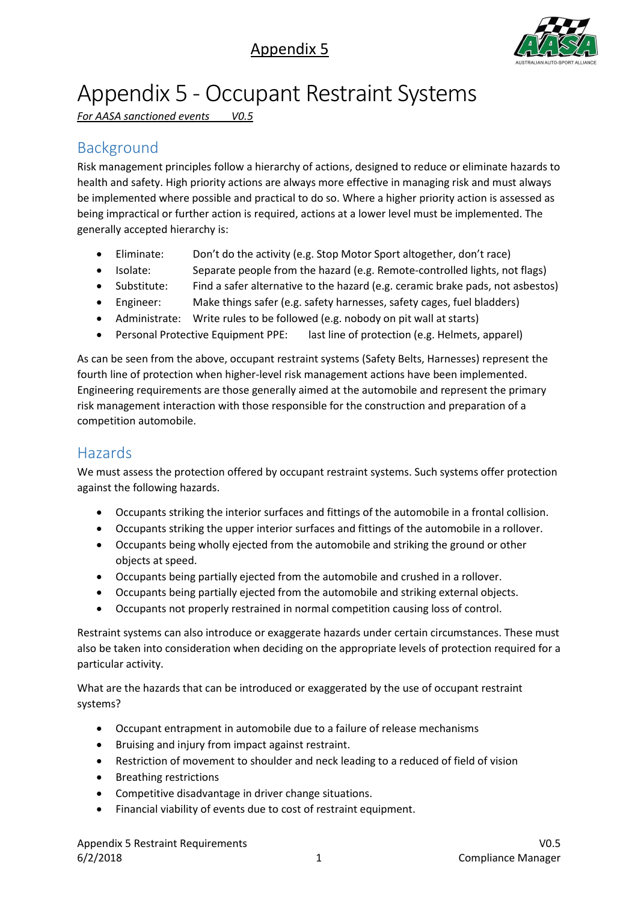# Appendix 5 - Occupant Restraint Systems

*For AASA sanctioned events V0.5*

## Background

Risk management principles follow a hierarchy of actions, designed to reduce or eliminate hazards to health and safety. High priority actions are always more effective in managing risk and must always be implemented where possible and practical to do so. Where a higher priority action is assessed as being impractical or further action is required, actions at a lower level must be implemented. The generally accepted hierarchy is:

- Eliminate: Don't do the activity (e.g. Stop Motor Sport altogether, don't race)
- Isolate: Separate people from the hazard (e.g. Remote-controlled lights, not flags)
- Substitute: Find a safer alternative to the hazard (e.g. ceramic brake pads, not asbestos)
- Engineer: Make things safer (e.g. safety harnesses, safety cages, fuel bladders)
- Administrate: Write rules to be followed (e.g. nobody on pit wall at starts)
- Personal Protective Equipment PPE: last line of protection (e.g. Helmets, apparel)

As can be seen from the above, occupant restraint systems (Safety Belts, Harnesses) represent the fourth line of protection when higher-level risk management actions have been implemented. Engineering requirements are those generally aimed at the automobile and represent the primary risk management interaction with those responsible for the construction and preparation of a competition automobile.

## Hazards

We must assess the protection offered by occupant restraint systems. Such systems offer protection against the following hazards.

- Occupants striking the interior surfaces and fittings of the automobile in a frontal collision.
- Occupants striking the upper interior surfaces and fittings of the automobile in a rollover.
- Occupants being wholly ejected from the automobile and striking the ground or other objects at speed.
- Occupants being partially ejected from the automobile and crushed in a rollover.
- Occupants being partially ejected from the automobile and striking external objects.
- Occupants not properly restrained in normal competition causing loss of control.

Restraint systems can also introduce or exaggerate hazards under certain circumstances. These must also be taken into consideration when deciding on the appropriate levels of protection required for a particular activity.

What are the hazards that can be introduced or exaggerated by the use of occupant restraint systems?

- Occupant entrapment in automobile due to a failure of release mechanisms
- Bruising and injury from impact against restraint.
- Restriction of movement to shoulder and neck leading to a reduced of field of vision
- Breathing restrictions
- Competitive disadvantage in driver change situations.
- Financial viability of events due to cost of restraint equipment.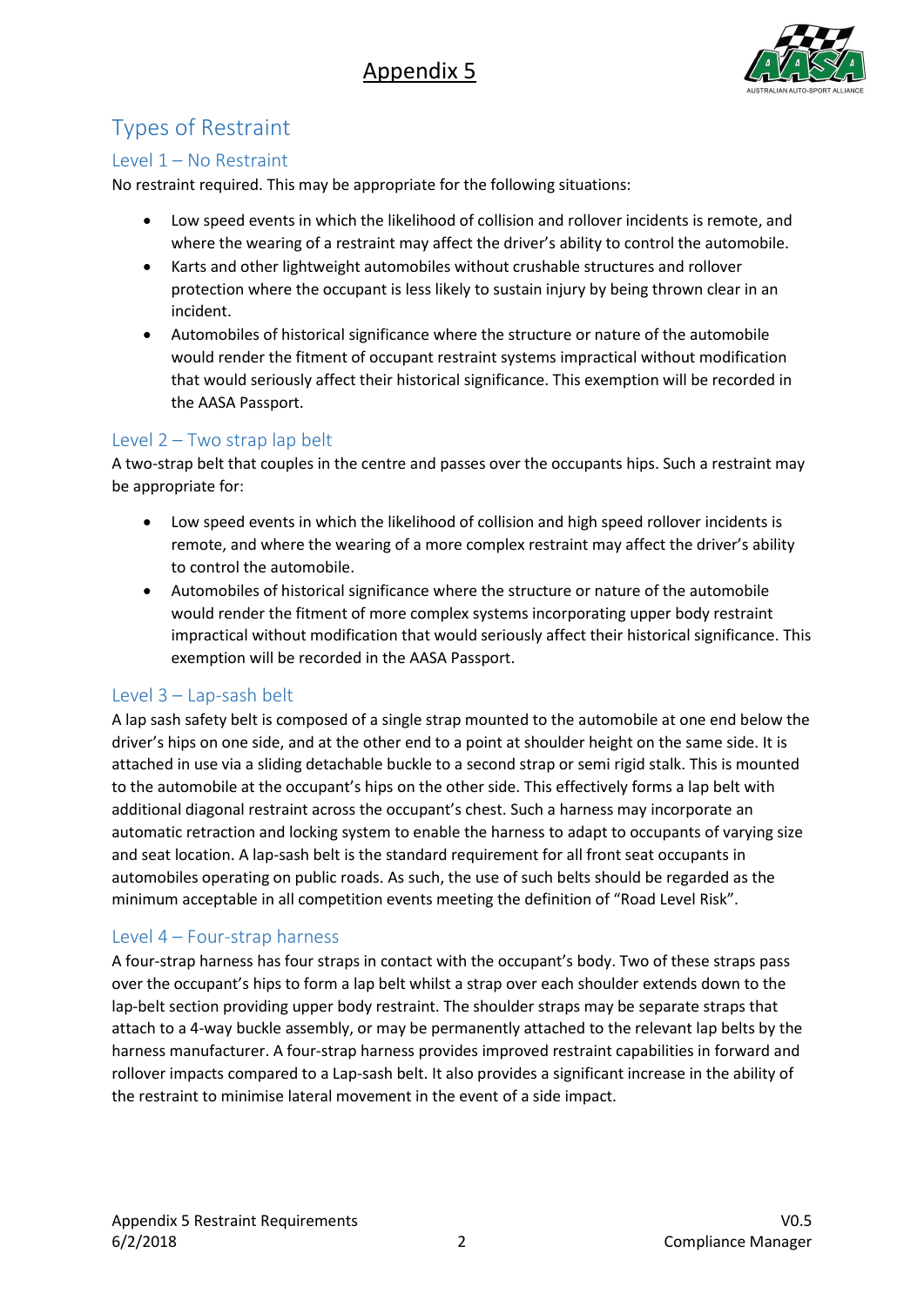# Appendix 5

## Types of Restraint

### Level 1 – No Restraint

No restraint required. This may be appropriate for the following situations:

- Low speed events in which the likelihood of collision and rollover incidents is remote, and where the wearing of a restraint may affect the driver's ability to control the automobile.
- Karts and other lightweight automobiles without crushable structures and rollover protection where the occupant is less likely to sustain injury by being thrown clear in an incident.
- Automobiles of historical significance where the structure or nature of the automobile would render the fitment of occupant restraint systems impractical without modification that would seriously affect their historical significance. This exemption will be recorded in the AASA Passport.

### Level 2 – Two strap lap belt

A two-strap belt that couples in the centre and passes over the occupants hips. Such a restraint may be appropriate for:

- Low speed events in which the likelihood of collision and high speed rollover incidents is remote, and where the wearing of a more complex restraint may affect the driver's ability to control the automobile.
- Automobiles of historical significance where the structure or nature of the automobile would render the fitment of more complex systems incorporating upper body restraint impractical without modification that would seriously affect their historical significance. This exemption will be recorded in the AASA Passport.

### Level 3 – Lap-sash belt

A lap sash safety belt is composed of a single strap mounted to the automobile at one end below the driver's hips on one side, and at the other end to a point at shoulder height on the same side. It is attached in use via a sliding detachable buckle to a second strap or semi rigid stalk. This is mounted to the automobile at the occupant's hips on the other side. This effectively forms a lap belt with additional diagonal restraint across the occupant's chest. Such a harness may incorporate an automatic retraction and locking system to enable the harness to adapt to occupants of varying size and seat location. A lap-sash belt is the standard requirement for all front seat occupants in automobiles operating on public roads. As such, the use of such belts should be regarded as the minimum acceptable in all competition events meeting the definition of "Road Level Risk".

### Level 4 – Four-strap harness

A four-strap harness has four straps in contact with the occupant's body. Two of these straps pass over the occupant's hips to form a lap belt whilst a strap over each shoulder extends down to the lap-belt section providing upper body restraint. The shoulder straps may be separate straps that attach to a 4-way buckle assembly, or may be permanently attached to the relevant lap belts by the harness manufacturer. A four-strap harness provides improved restraint capabilities in forward and rollover impacts compared to a Lap-sash belt. It also provides a significant increase in the ability of the restraint to minimise lateral movement in the event of a side impact.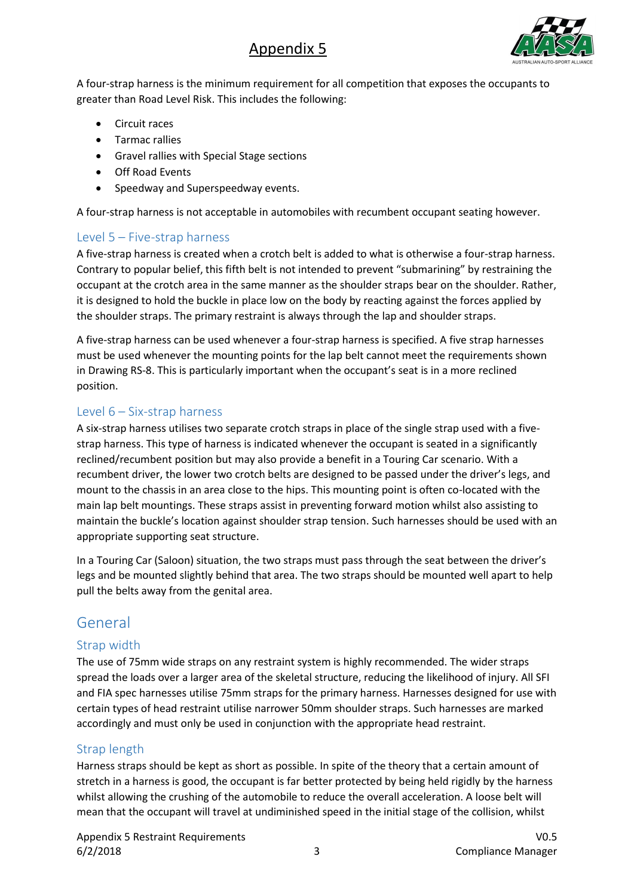# Appendix 5

A four-strap harness is the minimum requirement for all competition that exposes the occupants to greater than Road Level Risk. This includes the following:

- Circuit races
- Tarmac rallies
- Gravel rallies with Special Stage sections
- Off Road Events
- Speedway and Superspeedway events.

A four-strap harness is not acceptable in automobiles with recumbent occupant seating however.

### Level 5 – Five-strap harness

A five-strap harness is created when a crotch belt is added to what is otherwise a four-strap harness. Contrary to popular belief, this fifth belt is not intended to prevent "submarining" by restraining the occupant at the crotch area in the same manner as the shoulder straps bear on the shoulder. Rather, it is designed to hold the buckle in place low on the body by reacting against the forces applied by the shoulder straps. The primary restraint is always through the lap and shoulder straps.

A five-strap harness can be used whenever a four-strap harness is specified. A five strap harnesses must be used whenever the mounting points for the lap belt cannot meet the requirements shown in Drawing RS-8. This is particularly important when the occupant's seat is in a more reclined position.

### Level 6 – Six-strap harness

A six-strap harness utilises two separate crotch straps in place of the single strap used with a five-strap harness. This type of harness is indicated whenever the occupant is seated in a significantly reclined/recumbent position but may also provide a benefit in a Touring Car scenario. With a recumbent driver, the lower two crotch belts are designed to be passed under the driver's legs, and mount to the chassis in an area close to the hips. This mounting point is often co-located with the main lap belt mountings. These straps assist in preventing forward motion whilst also assisting to maintain the buckle's location against shoulder strap tension. Such harnesses should be used with an appropriate supporting seat structure.

In a Touring Car (Saloon) situation, the two straps must pass through the seat between the driver's legs and be mounted slightly behind that area. The two straps should be mounted well apart to help pull the belts away from the genital area.

## General

### Strap width

The use of 75mm wide straps on any restraint system is highly recommended. The wider straps spread the loads over a larger area of the skeletal structure, reducing the likelihood of injury. All SFI and FIA spec harnesses utilise 75mm straps for the primary harness. Harnesses designed for use with certain types of head restraint utilise narrower 50mm shoulder straps. Such harnesses are marked accordingly and must only be used in conjunction with the appropriate head restraint.

### Strap length

Harness straps should be kept as short as possible. In spite of the theory that a certain amount of stretch in a harness is good, the occupant is far better protected by being held rigidly by the harness whilst allowing the crushing of the automobile to reduce the overall acceleration. A loose belt will mean that the occupant will travel at undiminished speed in the initial stage of the collision, whilst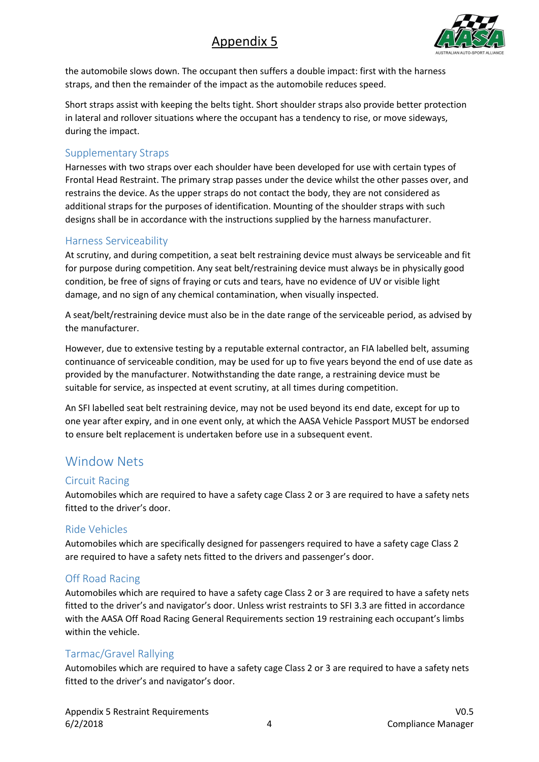the automobile slows down. The occupant then suffers a double impact: first with the harness straps, and then the remainder of the impact as the automobile reduces speed.

Short straps assist with keeping the belts tight. Short shoulder straps also provide better protection in lateral and rollover situations where the occupant has a tendency to rise, or move sideways, during the impact.

### Supplementary Straps

Harnesses with two straps over each shoulder have been developed for use with certain types of Frontal Head Restraint. The primary strap passes under the device whilst the other passes over, and restrains the device. As the upper straps do not contact the body, they are not considered as additional straps for the purposes of identification. Mounting of the shoulder straps with such designs shall be in accordance with the instructions supplied by the harness manufacturer.

### Harness Serviceability

At scrutiny, and during competition, a seat belt restraining device must always be serviceable and fit for purpose during competition. Any seat belt/restraining device must always be in physically good condition, be free of signs of fraying or cuts and tears, have no evidence of UV or visible light damage, and no sign of any chemical contamination, when visually inspected.

A seat/belt/restraining device must also be in the date range of the serviceable period, as advised by the manufacturer.

However, due to extensive testing by a reputable external contractor, an FIA labelled belt, assuming continuance of serviceable condition, may be used for up to five years beyond the end of use date as provided by the manufacturer. Notwithstanding the date range, a restraining device must be suitable for service, as inspected at event scrutiny, at all times during competition.

An SFI labelled seat belt restraining device, may not be used beyond its end date, except for up to one year after expiry, and in one event only, at which the AASA Vehicle Passport MUST be endorsed to ensure belt replacement is undertaken before use in a subsequent event.

## Window Nets

### Circuit Racing

Automobiles which are required to have a safety cage Class 2 or 3 are required to have a safety nets fitted to the driver's door.

### Ride Vehicles

Automobiles which are specifically designed for passengers required to have a safety cage Class 2 are required to have a safety nets fitted to the drivers and passenger's door.

### Off Road Racing

Automobiles which are required to have a safety cage Class 2 or 3 are required to have a safety nets fitted to the driver's and navigator's door. Unless wrist restraints to SFI 3.3 are fitted in accordance with the AASA Off Road Racing General Requirements section 19 restraining each occupant's limbs within the vehicle.

### Tarmac/Gravel Rallying

Automobiles which are required to have a safety cage Class 2 or 3 are required to have a safety nets fitted to the driver's and navigator's door.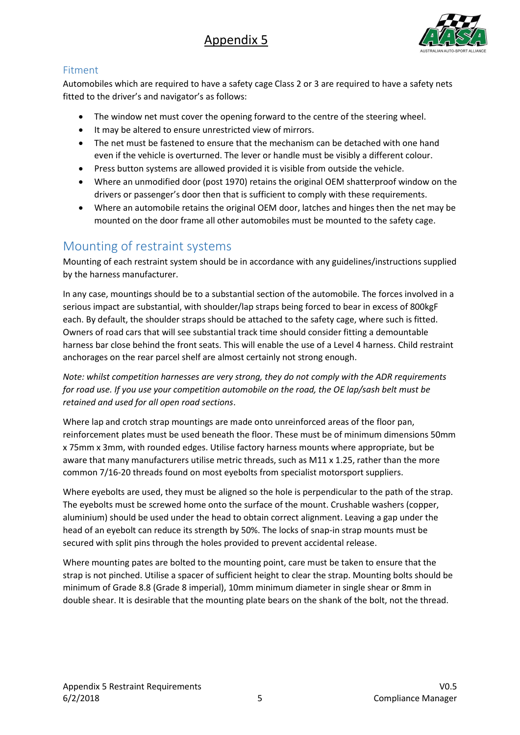# Appendix 5

## Fitment

Automobiles which are required to have a safety cage Class 2 or 3 are required to have a safety nets fitted to the driver's and navigator's as follows:

- The window net must cover the opening forward to the centre of the steering wheel.
- It may be altered to ensure unrestricted view of mirrors.
- The net must be fastened to ensure that the mechanism can be detached with one hand even if the vehicle is overturned. The lever or handle must be visibly a different colour.
- Press button systems are allowed provided it is visible from outside the vehicle.
- Where an unmodified door (post 1970) retains the original OEM shatterproof window on the drivers or passenger's door then that is sufficient to comply with these requirements.
- Where an automobile retains the original OEM door, latches and hinges then the net may be mounted on the door frame all other automobiles must be mounted to the safety cage.

## Mounting of restraint systems

Mounting of each restraint system should be in accordance with any guidelines/instructions supplied by the harness manufacturer.

In any case, mountings should be to a substantial section of the automobile. The forces involved in a serious impact are substantial, with shoulder/lap straps being forced to bear in excess of 800kgF each. By default, the shoulder straps should be attached to the safety cage, where such is fitted. Owners of road cars that will see substantial track time should consider fitting a demountable harness bar close behind the front seats. This will enable the use of a Level 4 harness. Child restraint anchorages on the rear parcel shelf are almost certainly not strong enough.

*Note: whilst competition harnesses are very strong, they do not comply with the ADR requirements for road use. If you use your competition automobile on the road, the OE lap/sash belt must be retained and used for all open road sections*.

Where lap and crotch strap mountings are made onto unreinforced areas of the floor pan, reinforcement plates must be used beneath the floor. These must be of minimum dimensions 50mm x 75mm x 3mm, with rounded edges. Utilise factory harness mounts where appropriate, but be aware that many manufacturers utilise metric threads, such as M11 x 1.25, rather than the more common 7/16-20 threads found on most eyebolts from specialist motorsport suppliers.

Where eyebolts are used, they must be aligned so the hole is perpendicular to the path of the strap. The eyebolts must be screwed home onto the surface of the mount. Crushable washers (copper, aluminium) should be used under the head to obtain correct alignment. Leaving a gap under the head of an eyebolt can reduce its strength by 50%. The locks of snap-in strap mounts must be secured with split pins through the holes provided to prevent accidental release.

Where mounting pates are bolted to the mounting point, care must be taken to ensure that the strap is not pinched. Utilise a spacer of sufficient height to clear the strap. Mounting bolts should be minimum of Grade 8.8 (Grade 8 imperial), 10mm minimum diameter in single shear or 8mm in double shear. It is desirable that the mounting plate bears on the shank of the bolt, not the thread.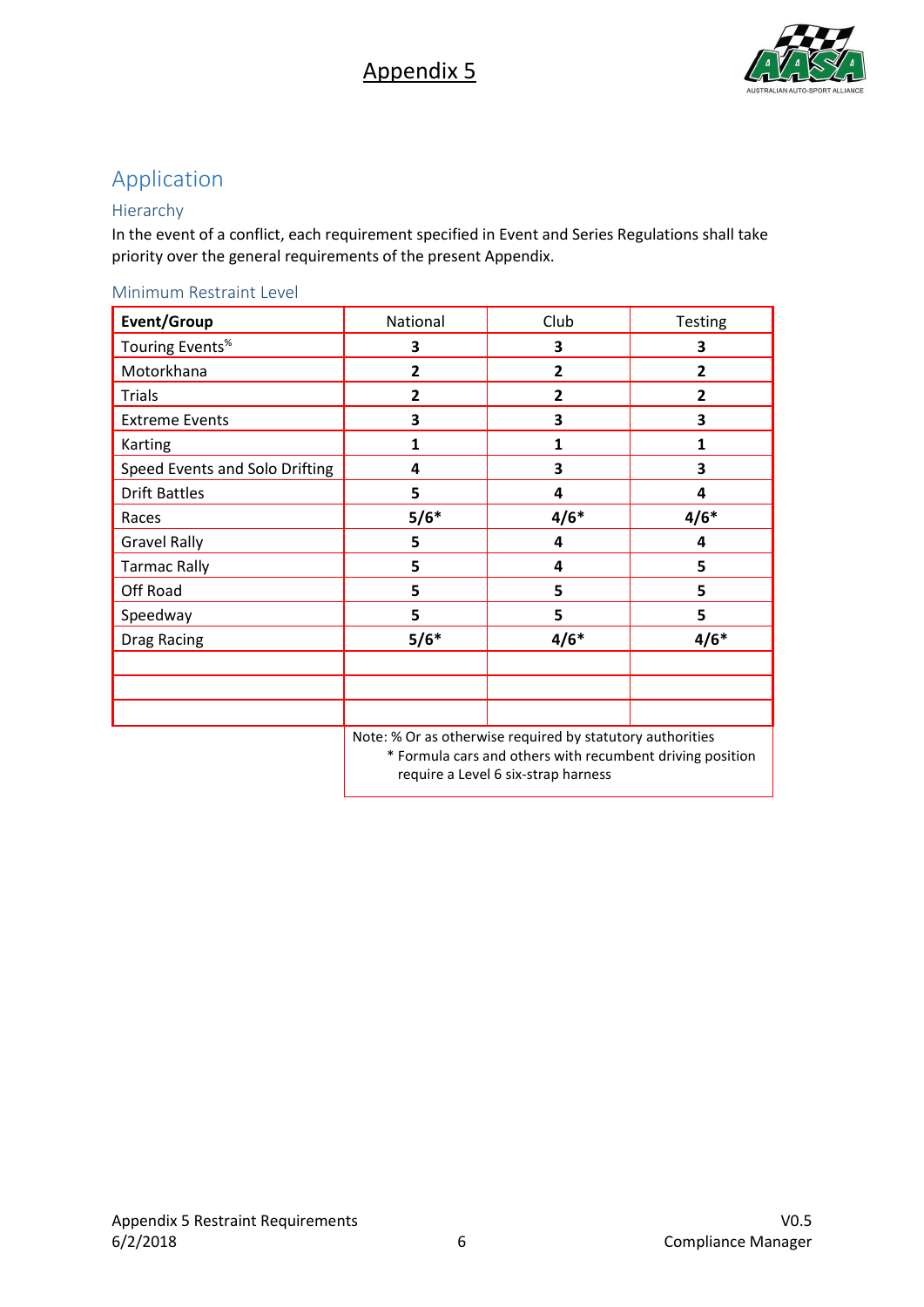# Appendix 5

## Application

### Hierarchy

In the event of a conflict, each requirement specified in Event and Series Regulations shall take priority over the general requirements of the present Appendix.

### Minimum Restraint Level

| **Event/Group** | National | Club | Testing |
|---|---|---|---|
| Touring Events% | **3** | **3** | **3** |
| Motorkhana | **2** | **2** | **2** |
| Trials | **2** | **2** | **2** |
| Extreme Events | **3** | **3** | **3** |
| Karting | **1** | **1** | **1** |
| Speed Events and Solo Drifting | **4** | **3** | **3** |
| Drift Battles | **5** | **4** | **4** |
| Races | **5/6*** | **4/6*** | **4/6*** |
| Gravel Rally | **5** | **4** | **4** |
| Tarmac Rally | **5** | **4** | **5** |
| Off Road | **5** | **5** | **5** |
| Speedway | **5** | **5** | **5** |
| Drag Racing | **5/6*** | **4/6*** | **4/6*** |
| | | | |
| | | | |
| | | | |

Note: % Or as otherwise required by statutory authorities
* Formula cars and others with recumbent driving position require a Level 6 six-strap harness